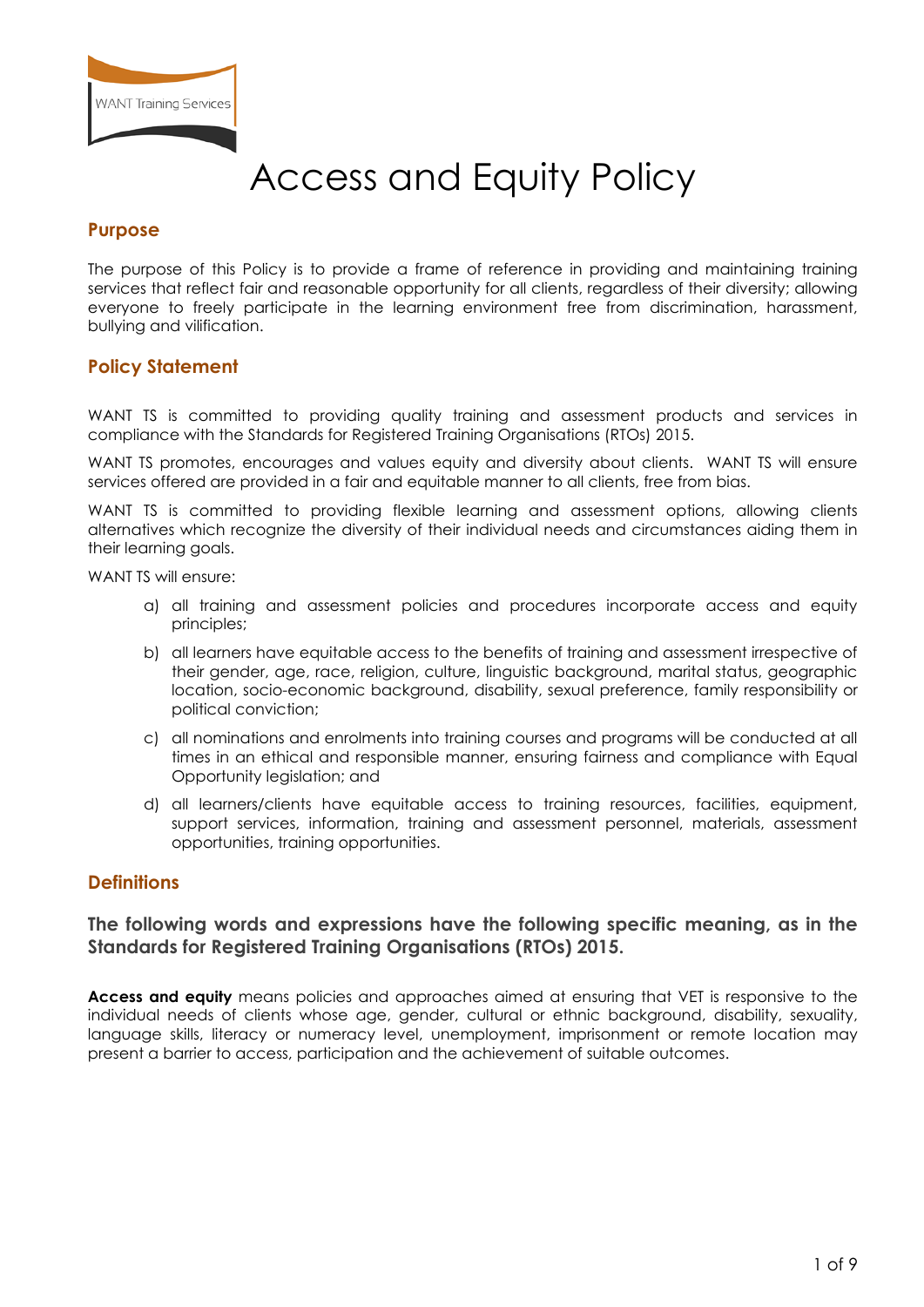WANT Training Services

# Access and Equity Policy

## Purpose

The purpose of this Policy is to provide a frame of reference in providing and maintaining training services that reflect fair and reasonable opportunity for all clients, regardless of their diversity; allowing everyone to freely participate in the learning environment free from discrimination, harassment, bullying and vilification.

## Policy Statement

WANT TS is committed to providing quality training and assessment products and services in compliance with the Standards for Registered Training Organisations (RTOs) 2015.

WANT TS promotes, encourages and values equity and diversity about clients. WANT TS will ensure services offered are provided in a fair and equitable manner to all clients, free from bias.

WANT TS is committed to providing flexible learning and assessment options, allowing clients alternatives which recognize the diversity of their individual needs and circumstances aiding them in their learning goals.

WANT TS will ensure:

a) all training and assessment policies and procedures incorporate access and equity principles;

b) all learners have equitable access to the benefits of training and assessment irrespective of their gender, age, race, religion, culture, linguistic background, marital status, geographic location, socio-economic background, disability, sexual preference, family responsibility or political conviction;

c) all nominations and enrolments into training courses and programs will be conducted at all times in an ethical and responsible manner, ensuring fairness and compliance with Equal Opportunity legislation; and

d) all learners/clients have equitable access to training resources, facilities, equipment, support services, information, training and assessment personnel, materials, assessment opportunities, training opportunities.

## Definitions

### The following words and expressions have the following specific meaning, as in the Standards for Registered Training Organisations (RTOs) 2015.

**Access and equity** means policies and approaches aimed at ensuring that VET is responsive to the individual needs of clients whose age, gender, cultural or ethnic background, disability, sexuality, language skills, literacy or numeracy level, unemployment, imprisonment or remote location may present a barrier to access, participation and the achievement of suitable outcomes.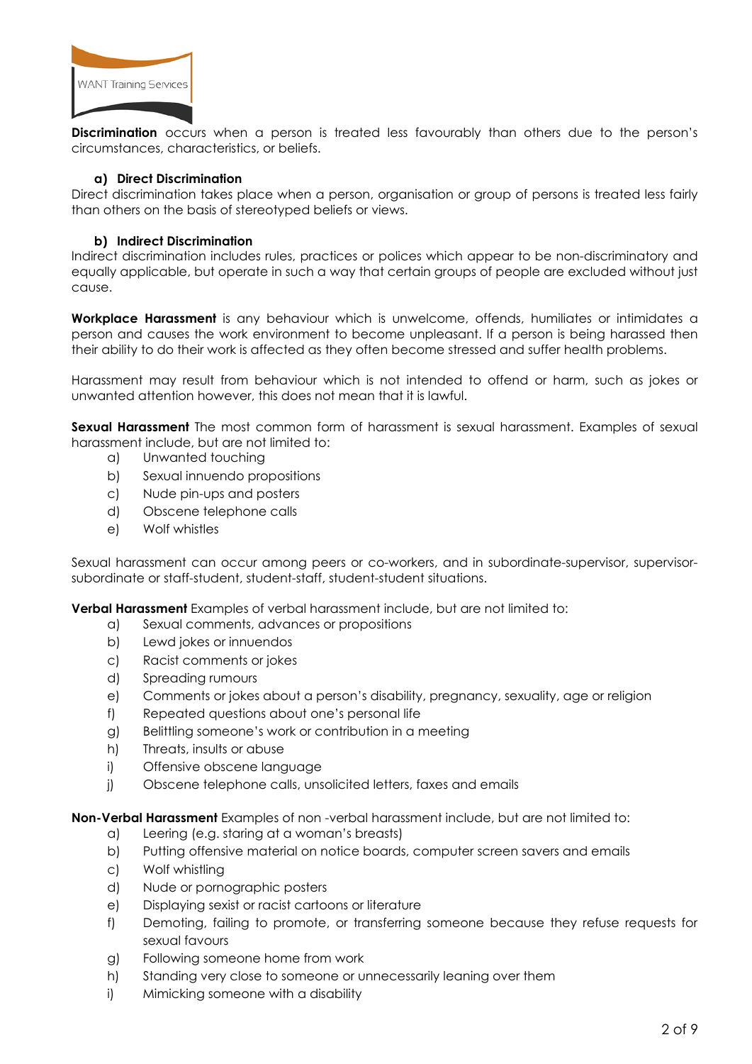**Discrimination** occurs when a person is treated less favourably than others due to the person's circumstances, characteristics, or beliefs.

**a) Direct Discrimination**

Direct discrimination takes place when a person, organisation or group of persons is treated less fairly than others on the basis of stereotyped beliefs or views.

**b) Indirect Discrimination**

Indirect discrimination includes rules, practices or polices which appear to be non-discriminatory and equally applicable, but operate in such a way that certain groups of people are excluded without just cause.

**Workplace Harassment** is any behaviour which is unwelcome, offends, humiliates or intimidates a person and causes the work environment to become unpleasant. If a person is being harassed then their ability to do their work is affected as they often become stressed and suffer health problems.

Harassment may result from behaviour which is not intended to offend or harm, such as jokes or unwanted attention however, this does not mean that it is lawful.

**Sexual Harassment** The most common form of harassment is sexual harassment. Examples of sexual harassment include, but are not limited to:

a) Unwanted touching
b) Sexual innuendo propositions
c) Nude pin-ups and posters
d) Obscene telephone calls
e) Wolf whistles

Sexual harassment can occur among peers or co-workers, and in subordinate-supervisor, supervisor-subordinate or staff-student, student-staff, student-student situations.

**Verbal Harassment** Examples of verbal harassment include, but are not limited to:

a) Sexual comments, advances or propositions
b) Lewd jokes or innuendos
c) Racist comments or jokes
d) Spreading rumours
e) Comments or jokes about a person's disability, pregnancy, sexuality, age or religion
f) Repeated questions about one's personal life
g) Belittling someone's work or contribution in a meeting
h) Threats, insults or abuse
i) Offensive obscene language
j) Obscene telephone calls, unsolicited letters, faxes and emails

**Non-Verbal Harassment** Examples of non -verbal harassment include, but are not limited to:

a) Leering (e.g. staring at a woman's breasts)
b) Putting offensive material on notice boards, computer screen savers and emails
c) Wolf whistling
d) Nude or pornographic posters
e) Displaying sexist or racist cartoons or literature
f) Demoting, failing to promote, or transferring someone because they refuse requests for sexual favours
g) Following someone home from work
h) Standing very close to someone or unnecessarily leaning over them
i) Mimicking someone with a disability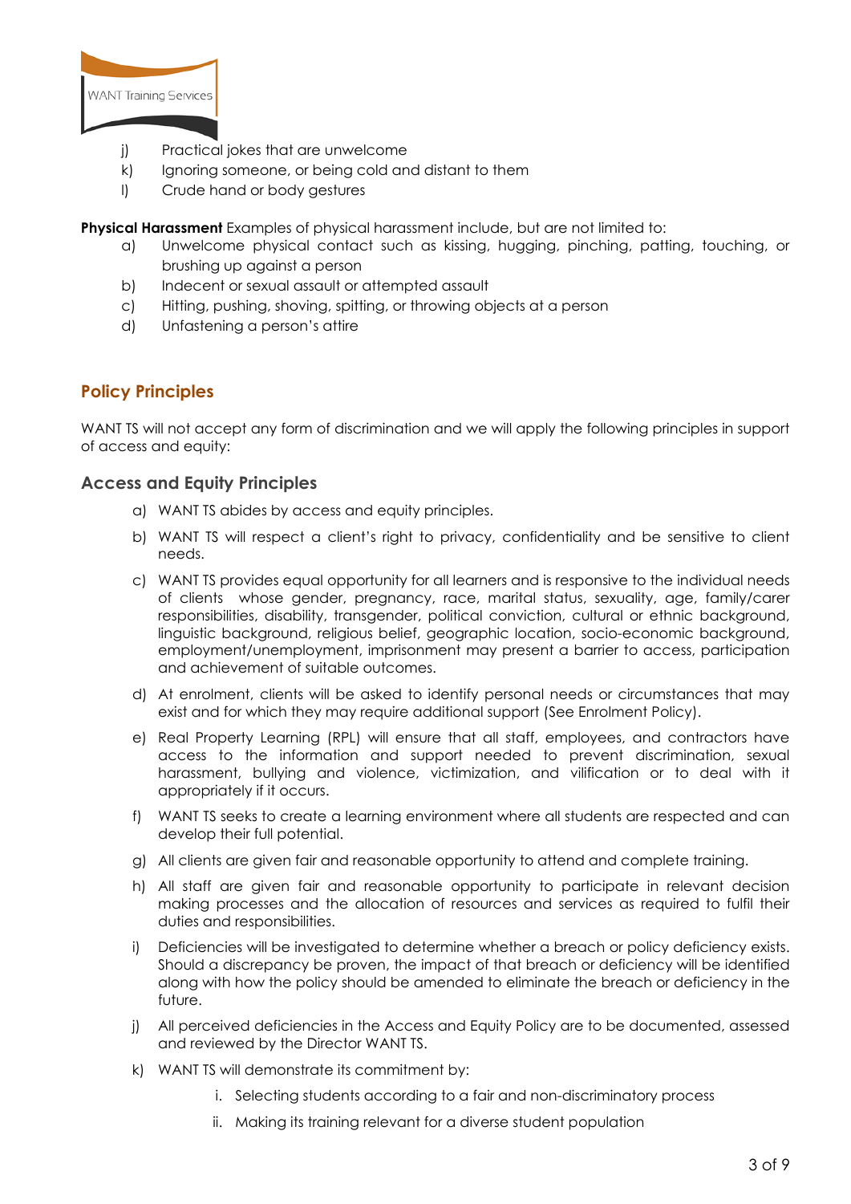j) Practical jokes that are unwelcome
k) Ignoring someone, or being cold and distant to them
l) Crude hand or body gestures

**Physical Harassment** Examples of physical harassment include, but are not limited to:

a) Unwelcome physical contact such as kissing, hugging, pinching, patting, touching, or brushing up against a person
b) Indecent or sexual assault or attempted assault
c) Hitting, pushing, shoving, spitting, or throwing objects at a person
d) Unfastening a person's attire

## Policy Principles

WANT TS will not accept any form of discrimination and we will apply the following principles in support of access and equity:

### Access and Equity Principles

a) WANT TS abides by access and equity principles.

b) WANT TS will respect a client's right to privacy, confidentiality and be sensitive to client needs.

c) WANT TS provides equal opportunity for all learners and is responsive to the individual needs of clients whose gender, pregnancy, race, marital status, sexuality, age, family/carer responsibilities, disability, transgender, political conviction, cultural or ethnic background, linguistic background, religious belief, geographic location, socio-economic background, employment/unemployment, imprisonment may present a barrier to access, participation and achievement of suitable outcomes.

d) At enrolment, clients will be asked to identify personal needs or circumstances that may exist and for which they may require additional support (See Enrolment Policy).

e) Real Property Learning (RPL) will ensure that all staff, employees, and contractors have access to the information and support needed to prevent discrimination, sexual harassment, bullying and violence, victimization, and vilification or to deal with it appropriately if it occurs.

f) WANT TS seeks to create a learning environment where all students are respected and can develop their full potential.

g) All clients are given fair and reasonable opportunity to attend and complete training.

h) All staff are given fair and reasonable opportunity to participate in relevant decision making processes and the allocation of resources and services as required to fulfil their duties and responsibilities.

i) Deficiencies will be investigated to determine whether a breach or policy deficiency exists. Should a discrepancy be proven, the impact of that breach or deficiency will be identified along with how the policy should be amended to eliminate the breach or deficiency in the future.

j) All perceived deficiencies in the Access and Equity Policy are to be documented, assessed and reviewed by the Director WANT TS.

k) WANT TS will demonstrate its commitment by:

   i. Selecting students according to a fair and non-discriminatory process

   ii. Making its training relevant for a diverse student population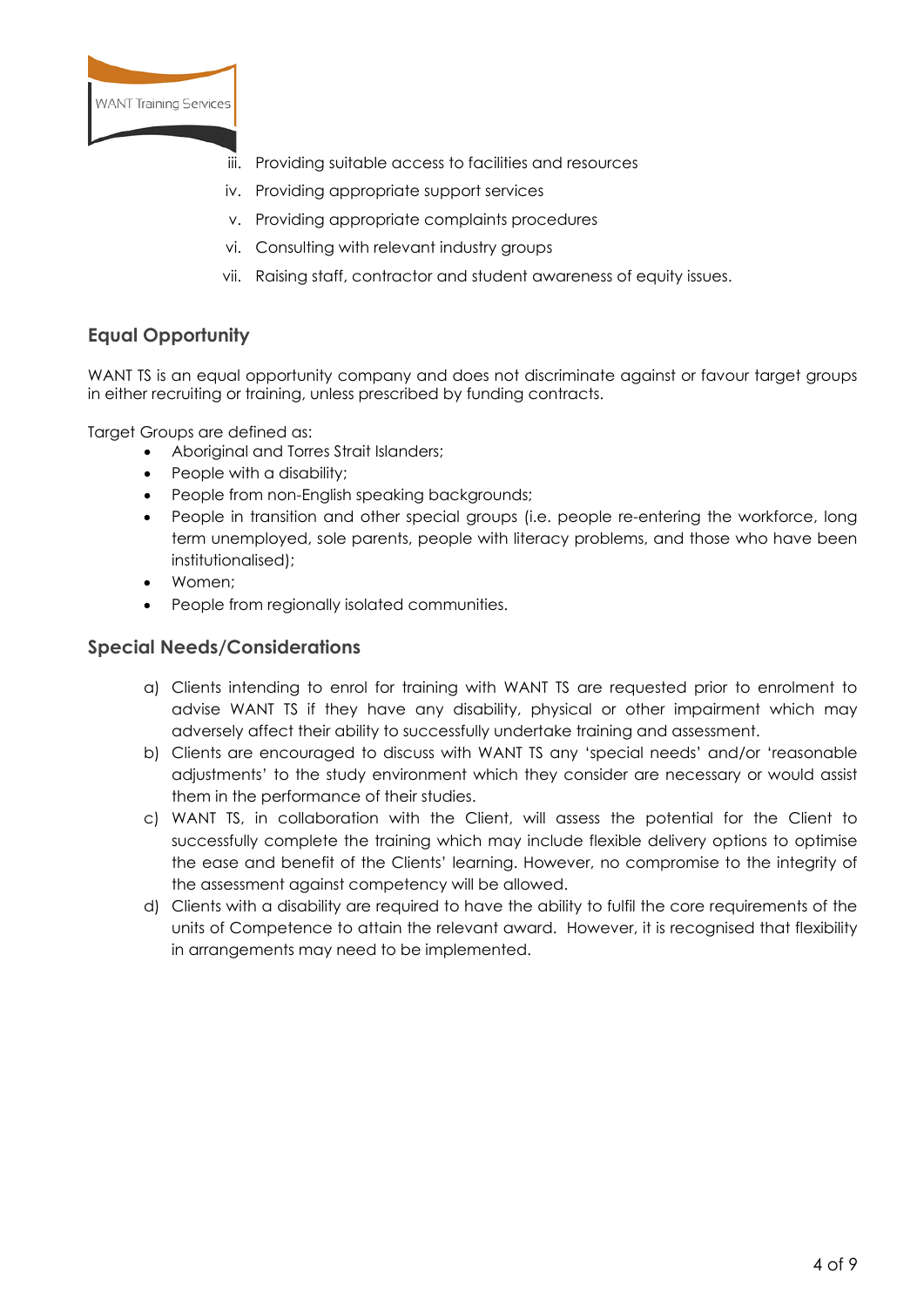iii. Providing suitable access to facilities and resources
iv. Providing appropriate support services
v. Providing appropriate complaints procedures
vi. Consulting with relevant industry groups
vii. Raising staff, contractor and student awareness of equity issues.

## Equal Opportunity

WANT TS is an equal opportunity company and does not discriminate against or favour target groups in either recruiting or training, unless prescribed by funding contracts.

Target Groups are defined as:

- Aboriginal and Torres Strait Islanders;
- People with a disability;
- People from non-English speaking backgrounds;
- People in transition and other special groups (i.e. people re-entering the workforce, long term unemployed, sole parents, people with literacy problems, and those who have been institutionalised);
- Women;
- People from regionally isolated communities.

## Special Needs/Considerations

a) Clients intending to enrol for training with WANT TS are requested prior to enrolment to advise WANT TS if they have any disability, physical or other impairment which may adversely affect their ability to successfully undertake training and assessment.

b) Clients are encouraged to discuss with WANT TS any 'special needs' and/or 'reasonable adjustments' to the study environment which they consider are necessary or would assist them in the performance of their studies.

c) WANT TS, in collaboration with the Client, will assess the potential for the Client to successfully complete the training which may include flexible delivery options to optimise the ease and benefit of the Clients' learning. However, no compromise to the integrity of the assessment against competency will be allowed.

d) Clients with a disability are required to have the ability to fulfil the core requirements of the units of Competence to attain the relevant award. However, it is recognised that flexibility in arrangements may need to be implemented.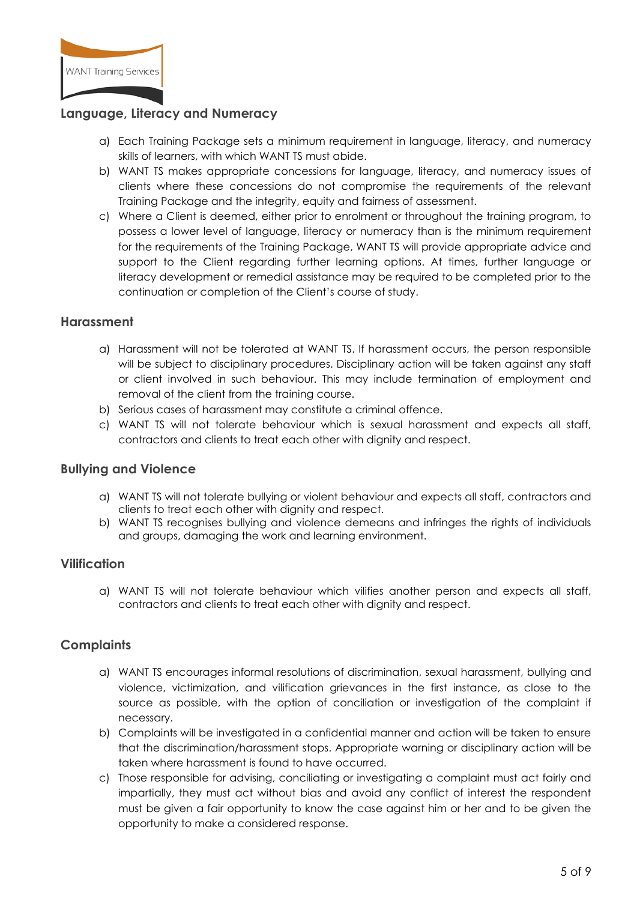## Language, Literacy and Numeracy

a) Each Training Package sets a minimum requirement in language, literacy, and numeracy skills of learners, with which WANT TS must abide.

b) WANT TS makes appropriate concessions for language, literacy, and numeracy issues of clients where these concessions do not compromise the requirements of the relevant Training Package and the integrity, equity and fairness of assessment.

c) Where a Client is deemed, either prior to enrolment or throughout the training program, to possess a lower level of language, literacy or numeracy than is the minimum requirement for the requirements of the Training Package, WANT TS will provide appropriate advice and support to the Client regarding further learning options. At times, further language or literacy development or remedial assistance may be required to be completed prior to the continuation or completion of the Client's course of study.

## Harassment

a) Harassment will not be tolerated at WANT TS. If harassment occurs, the person responsible will be subject to disciplinary procedures. Disciplinary action will be taken against any staff or client involved in such behaviour. This may include termination of employment and removal of the client from the training course.

b) Serious cases of harassment may constitute a criminal offence.

c) WANT TS will not tolerate behaviour which is sexual harassment and expects all staff, contractors and clients to treat each other with dignity and respect.

## Bullying and Violence

a) WANT TS will not tolerate bullying or violent behaviour and expects all staff, contractors and clients to treat each other with dignity and respect.

b) WANT TS recognises bullying and violence demeans and infringes the rights of individuals and groups, damaging the work and learning environment.

## Vilification

a) WANT TS will not tolerate behaviour which vilifies another person and expects all staff, contractors and clients to treat each other with dignity and respect.

## Complaints

a) WANT TS encourages informal resolutions of discrimination, sexual harassment, bullying and violence, victimization, and vilification grievances in the first instance, as close to the source as possible, with the option of conciliation or investigation of the complaint if necessary.

b) Complaints will be investigated in a confidential manner and action will be taken to ensure that the discrimination/harassment stops. Appropriate warning or disciplinary action will be taken where harassment is found to have occurred.

c) Those responsible for advising, conciliating or investigating a complaint must act fairly and impartially, they must act without bias and avoid any conflict of interest the respondent must be given a fair opportunity to know the case against him or her and to be given the opportunity to make a considered response.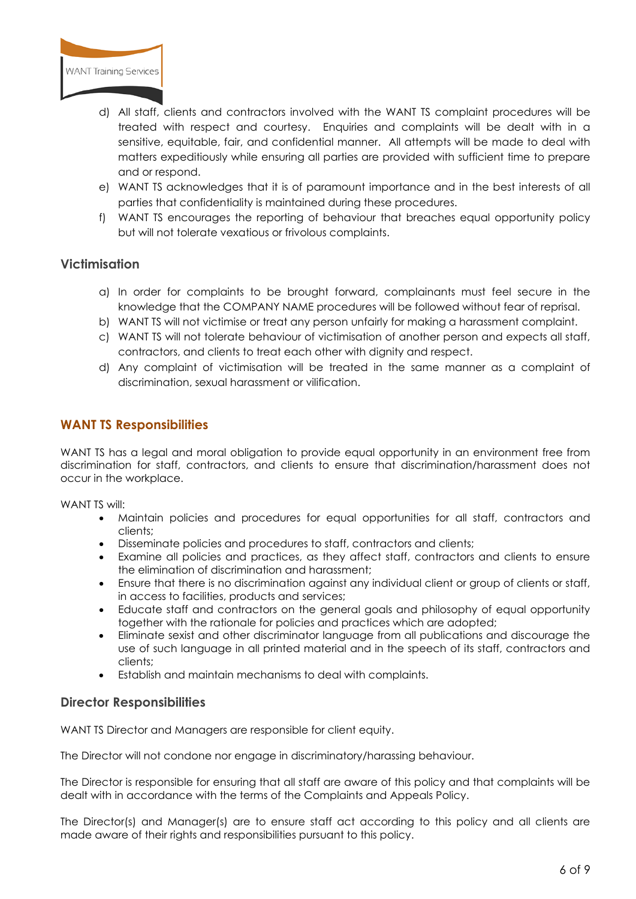d) All staff, clients and contractors involved with the WANT TS complaint procedures will be treated with respect and courtesy. Enquiries and complaints will be dealt with in a sensitive, equitable, fair, and confidential manner. All attempts will be made to deal with matters expeditiously while ensuring all parties are provided with sufficient time to prepare and or respond.

e) WANT TS acknowledges that it is of paramount importance and in the best interests of all parties that confidentiality is maintained during these procedures.

f) WANT TS encourages the reporting of behaviour that breaches equal opportunity policy but will not tolerate vexatious or frivolous complaints.

### Victimisation

a) In order for complaints to be brought forward, complainants must feel secure in the knowledge that the COMPANY NAME procedures will be followed without fear of reprisal.

b) WANT TS will not victimise or treat any person unfairly for making a harassment complaint.

c) WANT TS will not tolerate behaviour of victimisation of another person and expects all staff, contractors, and clients to treat each other with dignity and respect.

d) Any complaint of victimisation will be treated in the same manner as a complaint of discrimination, sexual harassment or vilification.

## WANT TS Responsibilities

WANT TS has a legal and moral obligation to provide equal opportunity in an environment free from discrimination for staff, contractors, and clients to ensure that discrimination/harassment does not occur in the workplace.

WANT TS will:

- Maintain policies and procedures for equal opportunities for all staff, contractors and clients;
- Disseminate policies and procedures to staff, contractors and clients;
- Examine all policies and practices, as they affect staff, contractors and clients to ensure the elimination of discrimination and harassment;
- Ensure that there is no discrimination against any individual client or group of clients or staff, in access to facilities, products and services;
- Educate staff and contractors on the general goals and philosophy of equal opportunity together with the rationale for policies and practices which are adopted;
- Eliminate sexist and other discriminator language from all publications and discourage the use of such language in all printed material and in the speech of its staff, contractors and clients;
- Establish and maintain mechanisms to deal with complaints.

### Director Responsibilities

WANT TS Director and Managers are responsible for client equity.

The Director will not condone nor engage in discriminatory/harassing behaviour.

The Director is responsible for ensuring that all staff are aware of this policy and that complaints will be dealt with in accordance with the terms of the Complaints and Appeals Policy.

The Director(s) and Manager(s) are to ensure staff act according to this policy and all clients are made aware of their rights and responsibilities pursuant to this policy.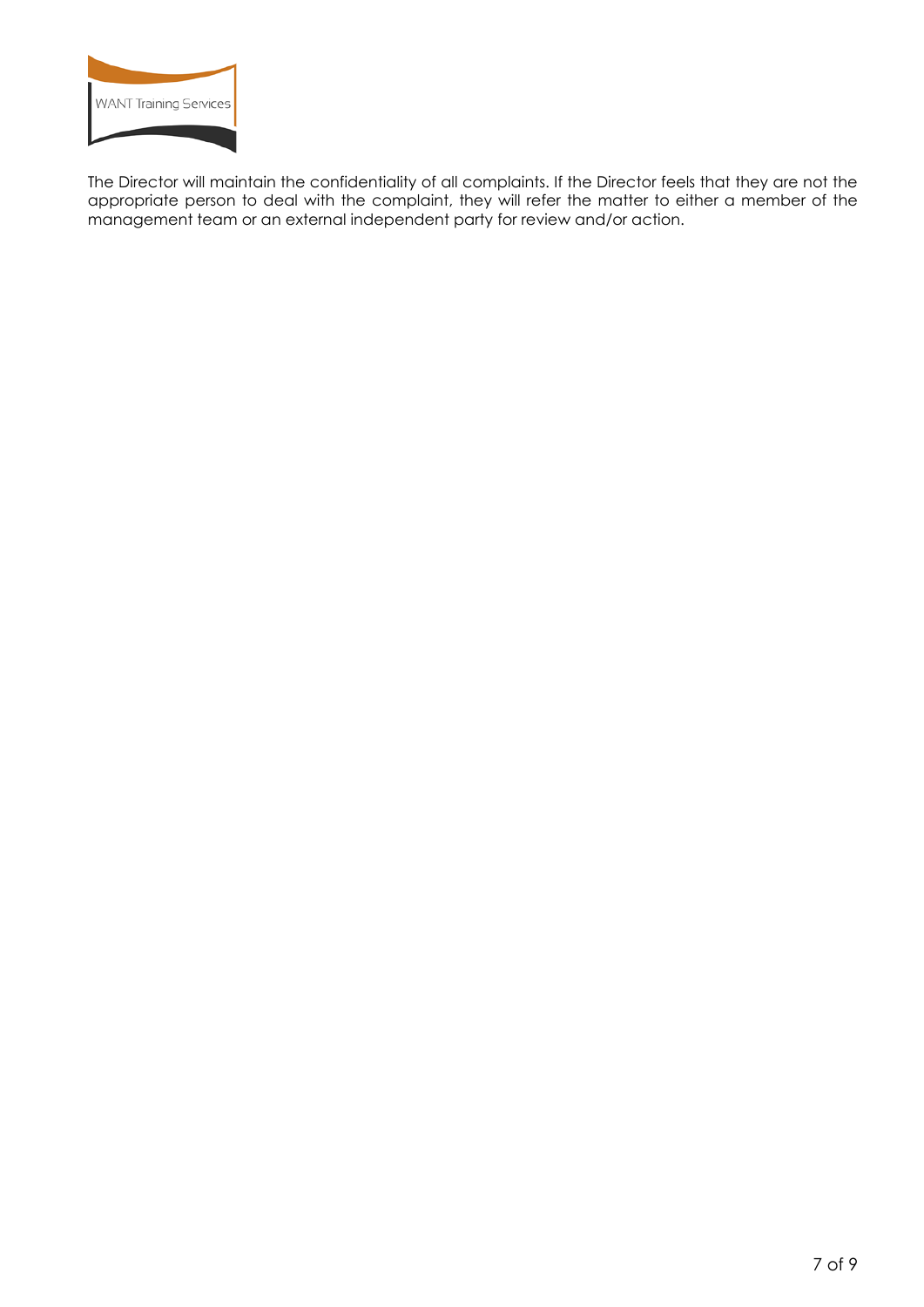The Director will maintain the confidentiality of all complaints. If the Director feels that they are not the appropriate person to deal with the complaint, they will refer the matter to either a member of the management team or an external independent party for review and/or action.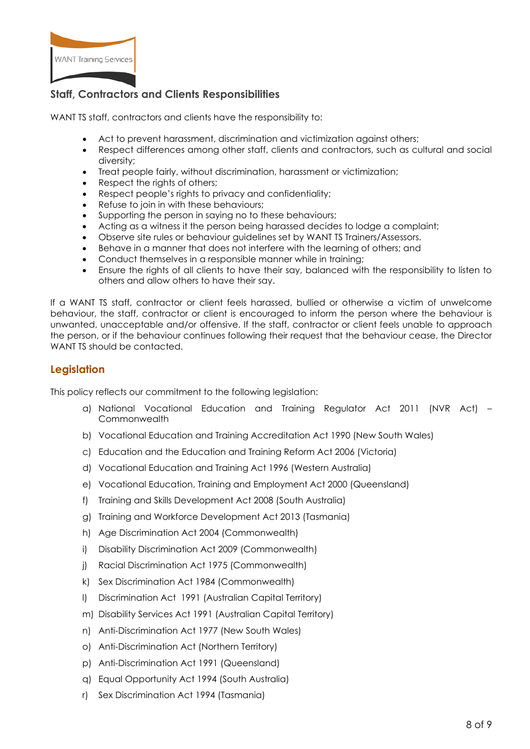## Staff, Contractors and Clients Responsibilities

WANT TS staff, contractors and clients have the responsibility to:

- Act to prevent harassment, discrimination and victimization against others;
- Respect differences among other staff, clients and contractors, such as cultural and social diversity;
- Treat people fairly, without discrimination, harassment or victimization;
- Respect the rights of others;
- Respect people's rights to privacy and confidentiality;
- Refuse to join in with these behaviours;
- Supporting the person in saying no to these behaviours;
- Acting as a witness it the person being harassed decides to lodge a complaint;
- Observe site rules or behaviour guidelines set by WANT TS Trainers/Assessors.
- Behave in a manner that does not interfere with the learning of others; and
- Conduct themselves in a responsible manner while in training;
- Ensure the rights of all clients to have their say, balanced with the responsibility to listen to others and allow others to have their say.

If a WANT TS staff, contractor or client feels harassed, bullied or otherwise a victim of unwelcome behaviour, the staff, contractor or client is encouraged to inform the person where the behaviour is unwanted, unacceptable and/or offensive. If the staff, contractor or client feels unable to approach the person, or if the behaviour continues following their request that the behaviour cease, the Director WANT TS should be contacted.

## Legislation

This policy reflects our commitment to the following legislation:

a) National Vocational Education and Training Regulator Act 2011 (NVR Act) – Commonwealth

b) Vocational Education and Training Accreditation Act 1990 (New South Wales)

c) Education and the Education and Training Reform Act 2006 (Victoria)

d) Vocational Education and Training Act 1996 (Western Australia)

e) Vocational Education, Training and Employment Act 2000 (Queensland)

f) Training and Skills Development Act 2008 (South Australia)

g) Training and Workforce Development Act 2013 (Tasmania)

h) Age Discrimination Act 2004 (Commonwealth)

i) Disability Discrimination Act 2009 (Commonwealth)

j) Racial Discrimination Act 1975 (Commonwealth)

k) Sex Discrimination Act 1984 (Commonwealth)

l) Discrimination Act 1991 (Australian Capital Territory)

m) Disability Services Act 1991 (Australian Capital Territory)

n) Anti-Discrimination Act 1977 (New South Wales)

o) Anti-Discrimination Act (Northern Territory)

p) Anti-Discrimination Act 1991 (Queensland)

q) Equal Opportunity Act 1994 (South Australia)

r) Sex Discrimination Act 1994 (Tasmania)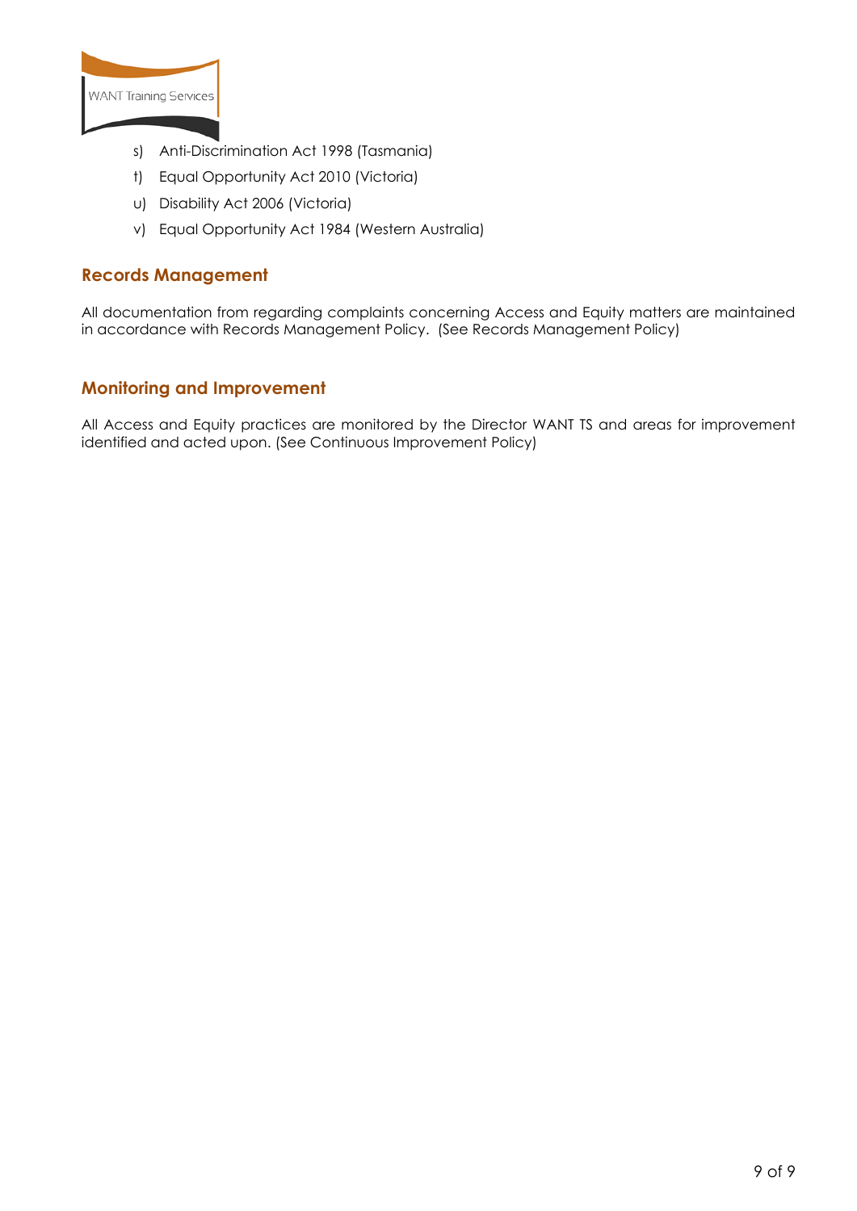s) Anti-Discrimination Act 1998 (Tasmania)

t) Equal Opportunity Act 2010 (Victoria)

u) Disability Act 2006 (Victoria)

v) Equal Opportunity Act 1984 (Western Australia)

## Records Management

All documentation from regarding complaints concerning Access and Equity matters are maintained in accordance with Records Management Policy. (See Records Management Policy)

## Monitoring and Improvement

All Access and Equity practices are monitored by the Director WANT TS and areas for improvement identified and acted upon. (See Continuous Improvement Policy)